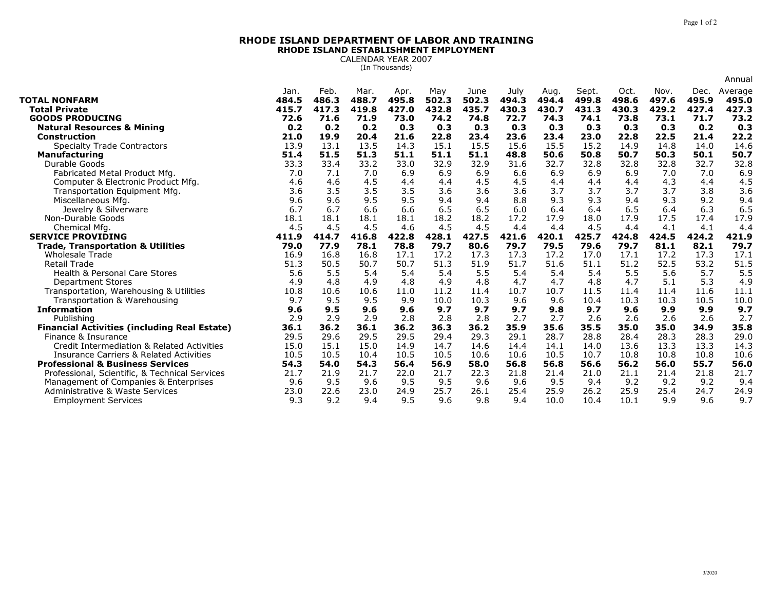# RHODE ISLAND DEPARTMENT OF LABOR AND TRAINING

## RHODE ISLAND ESTABLISHMENT EMPLOYMENT

CALENDAR YEAR 2007

(In Thousands)

| | Jan. | Feb. | Mar. | Apr. | May | June | July | Aug. | Sept. | Oct. | Nov. | Dec. | Annual Average |
|---|---|---|---|---|---|---|---|---|---|---|---|---|---|
| **TOTAL NONFARM** | **484.5** | **486.3** | **488.7** | **495.8** | **502.3** | **502.3** | **494.3** | **494.4** | **499.8** | **498.6** | **497.6** | **495.9** | **495.0** |
| **Total Private** | **415.7** | **417.3** | **419.8** | **427.0** | **432.8** | **435.7** | **430.3** | **430.7** | **431.3** | **430.3** | **429.2** | **427.4** | **427.3** |
| **GOODS PRODUCING** | **72.6** | **71.6** | **71.9** | **73.0** | **74.2** | **74.8** | **72.7** | **74.3** | **74.1** | **73.8** | **73.1** | **71.7** | **73.2** |
| **Natural Resources & Mining** | **0.2** | **0.2** | **0.2** | **0.3** | **0.3** | **0.3** | **0.3** | **0.3** | **0.3** | **0.3** | **0.3** | **0.2** | **0.3** |
| **Construction** | **21.0** | **19.9** | **20.4** | **21.6** | **22.8** | **23.4** | **23.6** | **23.4** | **23.0** | **22.8** | **22.5** | **21.4** | **22.2** |
| Specialty Trade Contractors | 13.9 | 13.1 | 13.5 | 14.3 | 15.1 | 15.5 | 15.6 | 15.5 | 15.2 | 14.9 | 14.8 | 14.0 | 14.6 |
| **Manufacturing** | **51.4** | **51.5** | **51.3** | **51.1** | **51.1** | **51.1** | **48.8** | **50.6** | **50.8** | **50.7** | **50.3** | **50.1** | **50.7** |
| Durable Goods | 33.3 | 33.4 | 33.2 | 33.0 | 32.9 | 32.9 | 31.6 | 32.7 | 32.8 | 32.8 | 32.8 | 32.7 | 32.8 |
| Fabricated Metal Product Mfg. | 7.0 | 7.1 | 7.0 | 6.9 | 6.9 | 6.9 | 6.6 | 6.9 | 6.9 | 6.9 | 7.0 | 7.0 | 6.9 |
| Computer & Electronic Product Mfg. | 4.6 | 4.6 | 4.5 | 4.4 | 4.4 | 4.5 | 4.5 | 4.4 | 4.4 | 4.4 | 4.3 | 4.4 | 4.5 |
| Transportation Equipment Mfg. | 3.6 | 3.5 | 3.5 | 3.5 | 3.6 | 3.6 | 3.6 | 3.7 | 3.7 | 3.7 | 3.7 | 3.8 | 3.6 |
| Miscellaneous Mfg. | 9.6 | 9.6 | 9.5 | 9.5 | 9.4 | 9.4 | 8.8 | 9.3 | 9.3 | 9.4 | 9.3 | 9.2 | 9.4 |
| Jewelry & Silverware | 6.7 | 6.7 | 6.6 | 6.6 | 6.5 | 6.5 | 6.0 | 6.4 | 6.4 | 6.5 | 6.4 | 6.3 | 6.5 |
| Non-Durable Goods | 18.1 | 18.1 | 18.1 | 18.1 | 18.2 | 18.2 | 17.2 | 17.9 | 18.0 | 17.9 | 17.5 | 17.4 | 17.9 |
| Chemical Mfg. | 4.5 | 4.5 | 4.5 | 4.6 | 4.5 | 4.5 | 4.4 | 4.4 | 4.5 | 4.4 | 4.1 | 4.1 | 4.4 |
| **SERVICE PROVIDING** | **411.9** | **414.7** | **416.8** | **422.8** | **428.1** | **427.5** | **421.6** | **420.1** | **425.7** | **424.8** | **424.5** | **424.2** | **421.9** |
| **Trade, Transportation & Utilities** | **79.0** | **77.9** | **78.1** | **78.8** | **79.7** | **80.6** | **79.7** | **79.5** | **79.6** | **79.7** | **81.1** | **82.1** | **79.7** |
| Wholesale Trade | 16.9 | 16.8 | 16.8 | 17.1 | 17.2 | 17.3 | 17.3 | 17.2 | 17.0 | 17.1 | 17.2 | 17.3 | 17.1 |
| Retail Trade | 51.3 | 50.5 | 50.7 | 50.7 | 51.3 | 51.9 | 51.7 | 51.6 | 51.1 | 51.2 | 52.5 | 53.2 | 51.5 |
| Health & Personal Care Stores | 5.6 | 5.5 | 5.4 | 5.4 | 5.4 | 5.5 | 5.4 | 5.4 | 5.4 | 5.5 | 5.6 | 5.7 | 5.5 |
| Department Stores | 4.9 | 4.8 | 4.9 | 4.8 | 4.9 | 4.8 | 4.7 | 4.7 | 4.8 | 4.7 | 5.1 | 5.3 | 4.9 |
| Transportation, Warehousing & Utilities | 10.8 | 10.6 | 10.6 | 11.0 | 11.2 | 11.4 | 10.7 | 10.7 | 11.5 | 11.4 | 11.4 | 11.6 | 11.1 |
| Transportation & Warehousing | 9.7 | 9.5 | 9.5 | 9.9 | 10.0 | 10.3 | 9.6 | 9.6 | 10.4 | 10.3 | 10.3 | 10.5 | 10.0 |
| **Information** | **9.6** | **9.5** | **9.6** | **9.6** | **9.7** | **9.7** | **9.7** | **9.8** | **9.7** | **9.6** | **9.9** | **9.9** | **9.7** |
| Publishing | 2.9 | 2.9 | 2.9 | 2.8 | 2.8 | 2.8 | 2.7 | 2.7 | 2.6 | 2.6 | 2.6 | 2.6 | 2.7 |
| **Financial Activities (including Real Estate)** | **36.1** | **36.2** | **36.1** | **36.2** | **36.3** | **36.2** | **35.9** | **35.6** | **35.5** | **35.0** | **35.0** | **34.9** | **35.8** |
| Finance & Insurance | 29.5 | 29.6 | 29.5 | 29.5 | 29.4 | 29.3 | 29.1 | 28.7 | 28.8 | 28.4 | 28.3 | 28.3 | 29.0 |
| Credit Intermediation & Related Activities | 15.0 | 15.1 | 15.0 | 14.9 | 14.7 | 14.6 | 14.4 | 14.1 | 14.0 | 13.6 | 13.3 | 13.3 | 14.3 |
| Insurance Carriers & Related Activities | 10.5 | 10.5 | 10.4 | 10.5 | 10.5 | 10.6 | 10.6 | 10.5 | 10.7 | 10.8 | 10.8 | 10.8 | 10.6 |
| **Professional & Business Services** | **54.3** | **54.0** | **54.3** | **56.4** | **56.9** | **58.0** | **56.8** | **56.8** | **56.6** | **56.2** | **56.0** | **55.7** | **56.0** |
| Professional, Scientific, & Technical Services | 21.7 | 21.9 | 21.7 | 22.0 | 21.7 | 22.3 | 21.8 | 21.4 | 21.0 | 21.1 | 21.4 | 21.8 | 21.7 |
| Management of Companies & Enterprises | 9.6 | 9.5 | 9.6 | 9.5 | 9.5 | 9.6 | 9.6 | 9.5 | 9.4 | 9.2 | 9.2 | 9.2 | 9.4 |
| Administrative & Waste Services | 23.0 | 22.6 | 23.0 | 24.9 | 25.7 | 26.1 | 25.4 | 25.9 | 26.2 | 25.9 | 25.4 | 24.7 | 24.9 |
| Employment Services | 9.3 | 9.2 | 9.4 | 9.5 | 9.6 | 9.8 | 9.4 | 10.0 | 10.4 | 10.1 | 9.9 | 9.6 | 9.7 |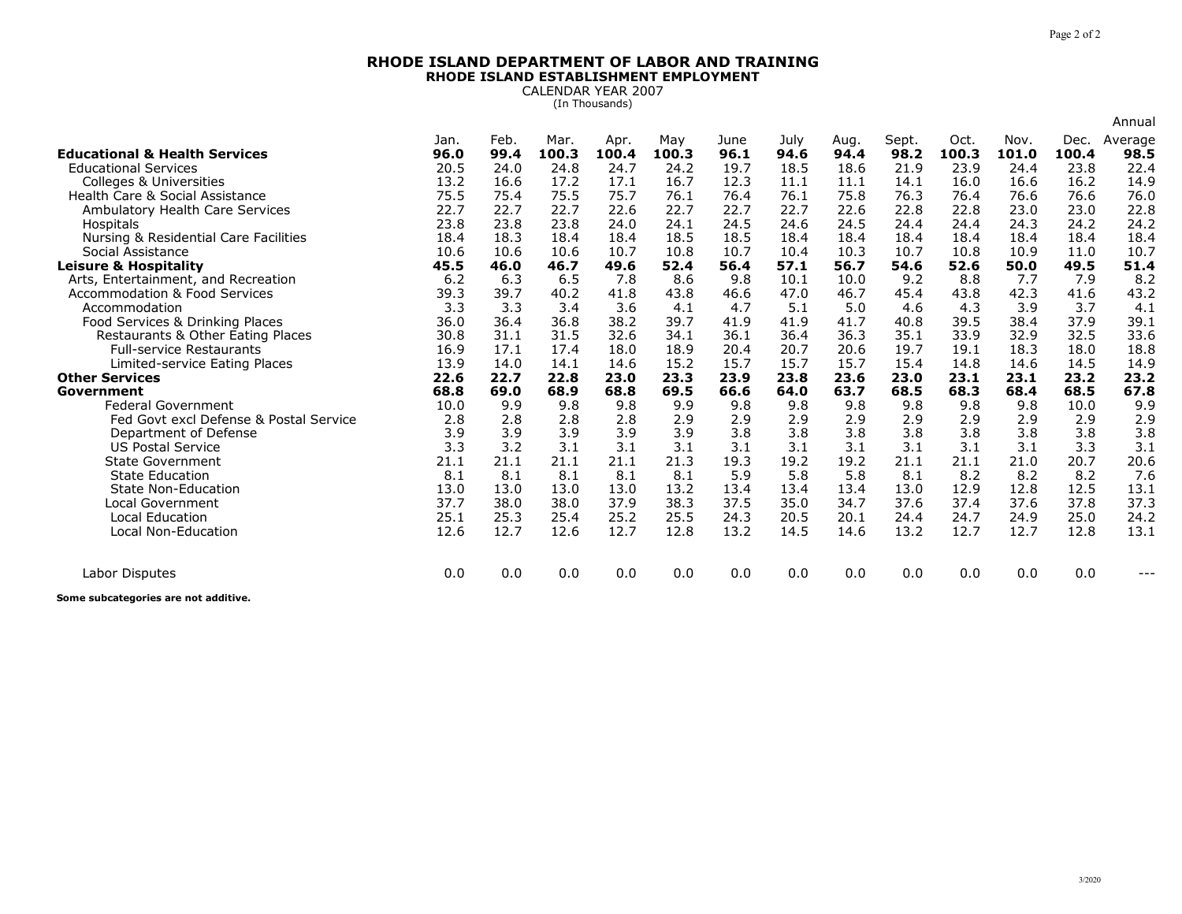# RHODE ISLAND DEPARTMENT OF LABOR AND TRAINING

## RHODE ISLAND ESTABLISHMENT EMPLOYMENT

CALENDAR YEAR 2007

(In Thousands)

| | Jan. | Feb. | Mar. | Apr. | May | June | July | Aug. | Sept. | Oct. | Nov. | Dec. | Annual Average |
|---|---|---|---|---|---|---|---|---|---|---|---|---|---|
| **Educational & Health Services** | **96.0** | **99.4** | **100.3** | **100.4** | **100.3** | **96.1** | **94.6** | **94.4** | **98.2** | **100.3** | **101.0** | **100.4** | **98.5** |
| Educational Services | 20.5 | 24.0 | 24.8 | 24.7 | 24.2 | 19.7 | 18.5 | 18.6 | 21.9 | 23.9 | 24.4 | 23.8 | 22.4 |
| Colleges & Universities | 13.2 | 16.6 | 17.2 | 17.1 | 16.7 | 12.3 | 11.1 | 11.1 | 14.1 | 16.0 | 16.6 | 16.2 | 14.9 |
| Health Care & Social Assistance | 75.5 | 75.4 | 75.5 | 75.7 | 76.1 | 76.4 | 76.1 | 75.8 | 76.3 | 76.4 | 76.6 | 76.6 | 76.0 |
| Ambulatory Health Care Services | 22.7 | 22.7 | 22.7 | 22.6 | 22.7 | 22.7 | 22.7 | 22.6 | 22.8 | 22.8 | 23.0 | 23.0 | 22.8 |
| Hospitals | 23.8 | 23.8 | 23.8 | 24.0 | 24.1 | 24.5 | 24.6 | 24.5 | 24.4 | 24.4 | 24.3 | 24.2 | 24.2 |
| Nursing & Residential Care Facilities | 18.4 | 18.3 | 18.4 | 18.4 | 18.5 | 18.5 | 18.4 | 18.4 | 18.4 | 18.4 | 18.4 | 18.4 | 18.4 |
| Social Assistance | 10.6 | 10.6 | 10.6 | 10.7 | 10.8 | 10.7 | 10.4 | 10.3 | 10.7 | 10.8 | 10.9 | 11.0 | 10.7 |
| **Leisure & Hospitality** | **45.5** | **46.0** | **46.7** | **49.6** | **52.4** | **56.4** | **57.1** | **56.7** | **54.6** | **52.6** | **50.0** | **49.5** | **51.4** |
| Arts, Entertainment, and Recreation | 6.2 | 6.3 | 6.5 | 7.8 | 8.6 | 9.8 | 10.1 | 10.0 | 9.2 | 8.8 | 7.7 | 7.9 | 8.2 |
| Accommodation & Food Services | 39.3 | 39.7 | 40.2 | 41.8 | 43.8 | 46.6 | 47.0 | 46.7 | 45.4 | 43.8 | 42.3 | 41.6 | 43.2 |
| Accommodation | 3.3 | 3.3 | 3.4 | 3.6 | 4.1 | 4.7 | 5.1 | 5.0 | 4.6 | 4.3 | 3.9 | 3.7 | 4.1 |
| Food Services & Drinking Places | 36.0 | 36.4 | 36.8 | 38.2 | 39.7 | 41.9 | 41.9 | 41.7 | 40.8 | 39.5 | 38.4 | 37.9 | 39.1 |
| Restaurants & Other Eating Places | 30.8 | 31.1 | 31.5 | 32.6 | 34.1 | 36.1 | 36.4 | 36.3 | 35.1 | 33.9 | 32.9 | 32.5 | 33.6 |
| Full-service Restaurants | 16.9 | 17.1 | 17.4 | 18.0 | 18.9 | 20.4 | 20.7 | 20.6 | 19.7 | 19.1 | 18.3 | 18.0 | 18.8 |
| Limited-service Eating Places | 13.9 | 14.0 | 14.1 | 14.6 | 15.2 | 15.7 | 15.7 | 15.7 | 15.4 | 14.8 | 14.6 | 14.5 | 14.9 |
| **Other Services** | **22.6** | **22.7** | **22.8** | **23.0** | **23.3** | **23.9** | **23.8** | **23.6** | **23.0** | **23.1** | **23.1** | **23.2** | **23.2** |
| **Government** | **68.8** | **69.0** | **68.9** | **68.8** | **69.5** | **66.6** | **64.0** | **63.7** | **68.5** | **68.3** | **68.4** | **68.5** | **67.8** |
| Federal Government | 10.0 | 9.9 | 9.8 | 9.8 | 9.9 | 9.8 | 9.8 | 9.8 | 9.8 | 9.8 | 9.8 | 10.0 | 9.9 |
| Fed Govt excl Defense & Postal Service | 2.8 | 2.8 | 2.8 | 2.8 | 2.9 | 2.9 | 2.9 | 2.9 | 2.9 | 2.9 | 2.9 | 2.9 | 2.9 |
| Department of Defense | 3.9 | 3.9 | 3.9 | 3.9 | 3.9 | 3.8 | 3.8 | 3.8 | 3.8 | 3.8 | 3.8 | 3.8 | 3.8 |
| US Postal Service | 3.3 | 3.2 | 3.1 | 3.1 | 3.1 | 3.1 | 3.1 | 3.1 | 3.1 | 3.1 | 3.1 | 3.3 | 3.1 |
| State Government | 21.1 | 21.1 | 21.1 | 21.1 | 21.3 | 19.3 | 19.2 | 19.2 | 21.1 | 21.1 | 21.0 | 20.7 | 20.6 |
| State Education | 8.1 | 8.1 | 8.1 | 8.1 | 8.1 | 5.9 | 5.8 | 5.8 | 8.1 | 8.2 | 8.2 | 8.2 | 7.6 |
| State Non-Education | 13.0 | 13.0 | 13.0 | 13.0 | 13.2 | 13.4 | 13.4 | 13.4 | 13.0 | 12.9 | 12.8 | 12.5 | 13.1 |
| Local Government | 37.7 | 38.0 | 38.0 | 37.9 | 38.3 | 37.5 | 35.0 | 34.7 | 37.6 | 37.4 | 37.6 | 37.8 | 37.3 |
| Local Education | 25.1 | 25.3 | 25.4 | 25.2 | 25.5 | 24.3 | 20.5 | 20.1 | 24.4 | 24.7 | 24.9 | 25.0 | 24.2 |
| Local Non-Education | 12.6 | 12.7 | 12.6 | 12.7 | 12.8 | 13.2 | 14.5 | 14.6 | 13.2 | 12.7 | 12.7 | 12.8 | 13.1 |
| Labor Disputes | 0.0 | 0.0 | 0.0 | 0.0 | 0.0 | 0.0 | 0.0 | 0.0 | 0.0 | 0.0 | 0.0 | 0.0 | --- |

**Some subcategories are not additive.**